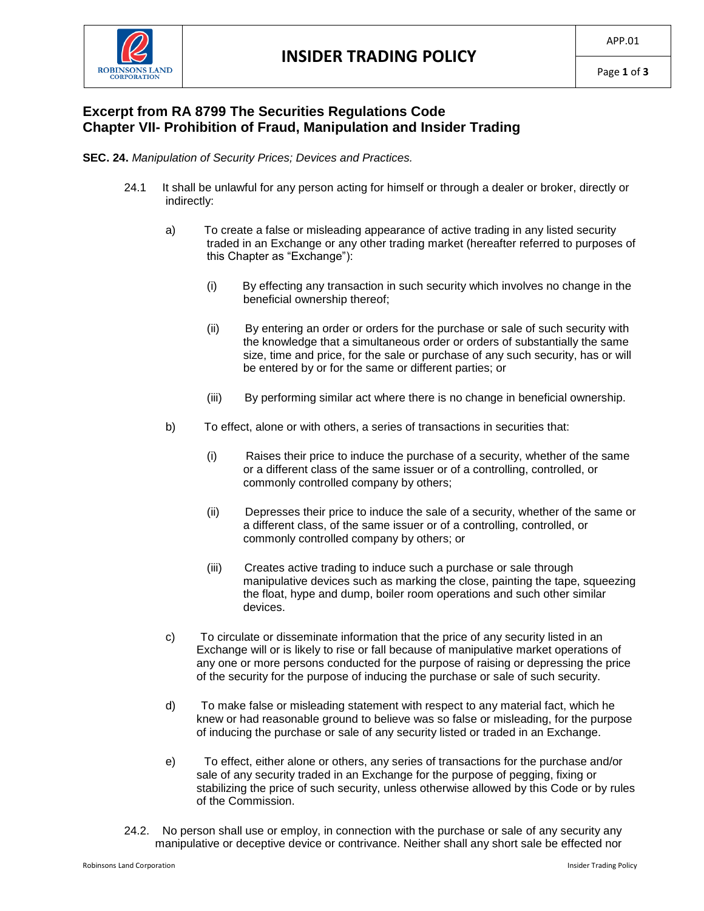# INSIDER TRADING POLICY

## Excerpt from RA 8799 The Securities Regulations Code
## Chapter VII- Prohibition of Fraud, Manipulation and Insider Trading

**SEC. 24.** *Manipulation of Security Prices; Devices and Practices.*

24.1 It shall be unlawful for any person acting for himself or through a dealer or broker, directly or indirectly:

a) To create a false or misleading appearance of active trading in any listed security traded in an Exchange or any other trading market (hereafter referred to purposes of this Chapter as "Exchange"):

(i) By effecting any transaction in such security which involves no change in the beneficial ownership thereof;

(ii) By entering an order or orders for the purchase or sale of such security with the knowledge that a simultaneous order or orders of substantially the same size, time and price, for the sale or purchase of any such security, has or will be entered by or for the same or different parties; or

(iii) By performing similar act where there is no change in beneficial ownership.

b) To effect, alone or with others, a series of transactions in securities that:

(i) Raises their price to induce the purchase of a security, whether of the same or a different class of the same issuer or of a controlling, controlled, or commonly controlled company by others;

(ii) Depresses their price to induce the sale of a security, whether of the same or a different class, of the same issuer or of a controlling, controlled, or commonly controlled company by others; or

(iii) Creates active trading to induce such a purchase or sale through manipulative devices such as marking the close, painting the tape, squeezing the float, hype and dump, boiler room operations and such other similar devices.

c) To circulate or disseminate information that the price of any security listed in an Exchange will or is likely to rise or fall because of manipulative market operations of any one or more persons conducted for the purpose of raising or depressing the price of the security for the purpose of inducing the purchase or sale of such security.

d) To make false or misleading statement with respect to any material fact, which he knew or had reasonable ground to believe was so false or misleading, for the purpose of inducing the purchase or sale of any security listed or traded in an Exchange.

e) To effect, either alone or others, any series of transactions for the purchase and/or sale of any security traded in an Exchange for the purpose of pegging, fixing or stabilizing the price of such security, unless otherwise allowed by this Code or by rules of the Commission.

24.2. No person shall use or employ, in connection with the purchase or sale of any security any manipulative or deceptive device or contrivance. Neither shall any short sale be effected nor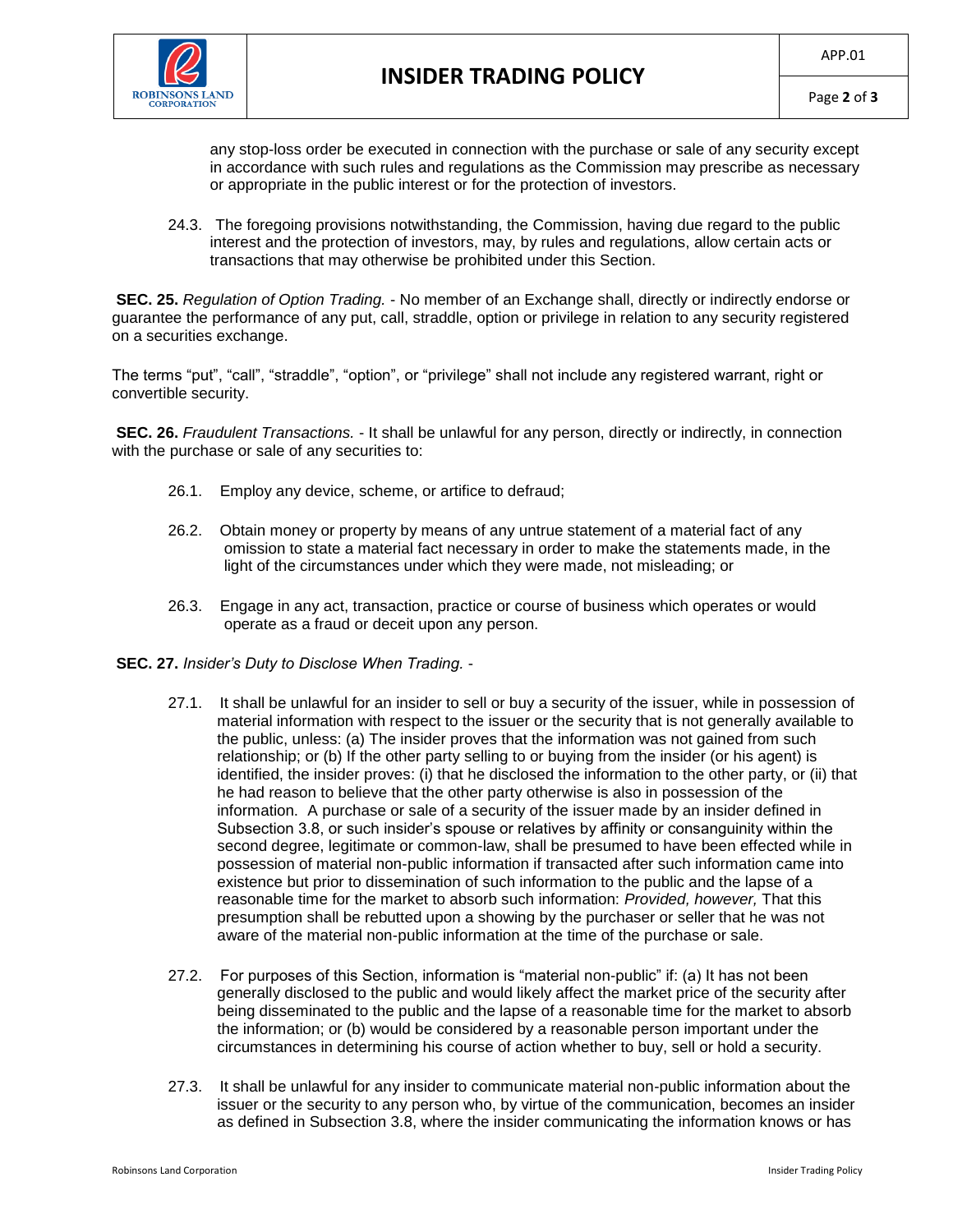any stop-loss order be executed in connection with the purchase or sale of any security except in accordance with such rules and regulations as the Commission may prescribe as necessary or appropriate in the public interest or for the protection of investors.

24.3. The foregoing provisions notwithstanding, the Commission, having due regard to the public interest and the protection of investors, may, by rules and regulations, allow certain acts or transactions that may otherwise be prohibited under this Section.

**SEC. 25.** *Regulation of Option Trading.* - No member of an Exchange shall, directly or indirectly endorse or guarantee the performance of any put, call, straddle, option or privilege in relation to any security registered on a securities exchange.

The terms "put", "call", "straddle", "option", or "privilege" shall not include any registered warrant, right or convertible security.

**SEC. 26.** *Fraudulent Transactions.* - It shall be unlawful for any person, directly or indirectly, in connection with the purchase or sale of any securities to:

26.1. Employ any device, scheme, or artifice to defraud;

26.2. Obtain money or property by means of any untrue statement of a material fact of any omission to state a material fact necessary in order to make the statements made, in the light of the circumstances under which they were made, not misleading; or

26.3. Engage in any act, transaction, practice or course of business which operates or would operate as a fraud or deceit upon any person.

**SEC. 27.** *Insider's Duty to Disclose When Trading.* -

27.1. It shall be unlawful for an insider to sell or buy a security of the issuer, while in possession of material information with respect to the issuer or the security that is not generally available to the public, unless: (a) The insider proves that the information was not gained from such relationship; or (b) If the other party selling to or buying from the insider (or his agent) is identified, the insider proves: (i) that he disclosed the information to the other party, or (ii) that he had reason to believe that the other party otherwise is also in possession of the information. A purchase or sale of a security of the issuer made by an insider defined in Subsection 3.8, or such insider's spouse or relatives by affinity or consanguinity within the second degree, legitimate or common-law, shall be presumed to have been effected while in possession of material non-public information if transacted after such information came into existence but prior to dissemination of such information to the public and the lapse of a reasonable time for the market to absorb such information: *Provided, however,* That this presumption shall be rebutted upon a showing by the purchaser or seller that he was not aware of the material non-public information at the time of the purchase or sale.

27.2. For purposes of this Section, information is "material non-public" if: (a) It has not been generally disclosed to the public and would likely affect the market price of the security after being disseminated to the public and the lapse of a reasonable time for the market to absorb the information; or (b) would be considered by a reasonable person important under the circumstances in determining his course of action whether to buy, sell or hold a security.

27.3. It shall be unlawful for any insider to communicate material non-public information about the issuer or the security to any person who, by virtue of the communication, becomes an insider as defined in Subsection 3.8, where the insider communicating the information knows or has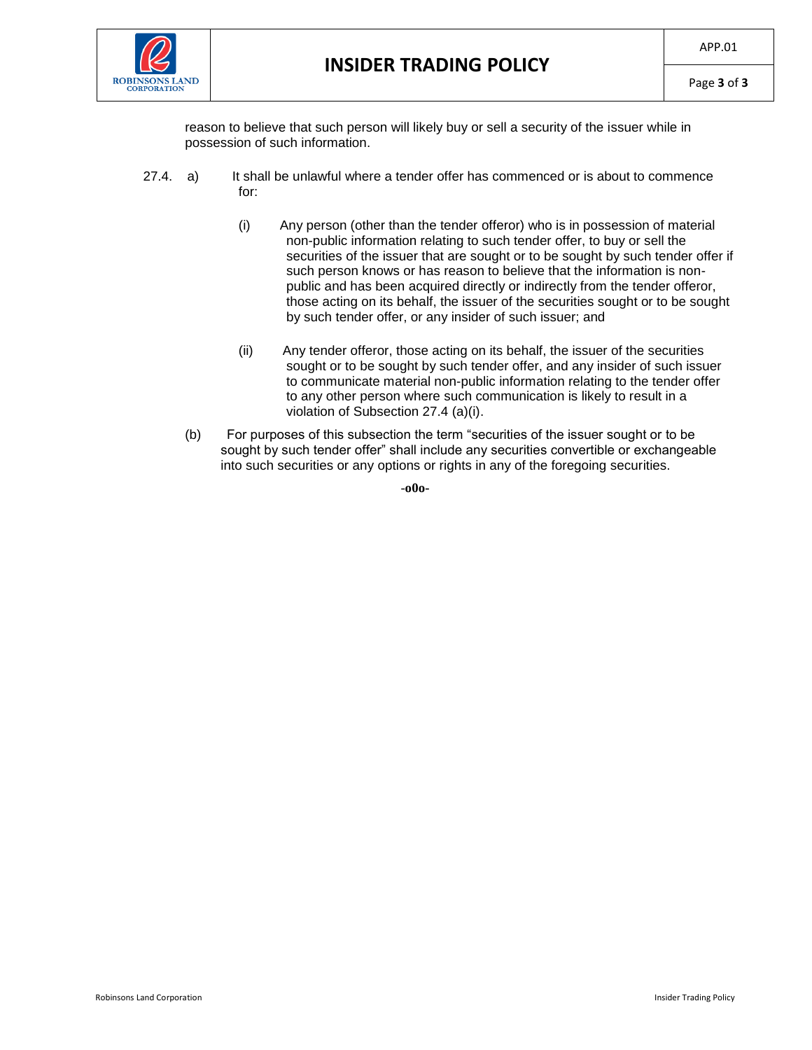reason to believe that such person will likely buy or sell a security of the issuer while in possession of such information.

27.4. a) It shall be unlawful where a tender offer has commenced or is about to commence for:

(i) Any person (other than the tender offeror) who is in possession of material non-public information relating to such tender offer, to buy or sell the securities of the issuer that are sought or to be sought by such tender offer if such person knows or has reason to believe that the information is non-public and has been acquired directly or indirectly from the tender offeror, those acting on its behalf, the issuer of the securities sought or to be sought by such tender offer, or any insider of such issuer; and

(ii) Any tender offeror, those acting on its behalf, the issuer of the securities sought or to be sought by such tender offer, and any insider of such issuer to communicate material non-public information relating to the tender offer to any other person where such communication is likely to result in a violation of Subsection 27.4 (a)(i).

(b) For purposes of this subsection the term "securities of the issuer sought or to be sought by such tender offer" shall include any securities convertible or exchangeable into such securities or any options or rights in any of the foregoing securities.

-o0o-